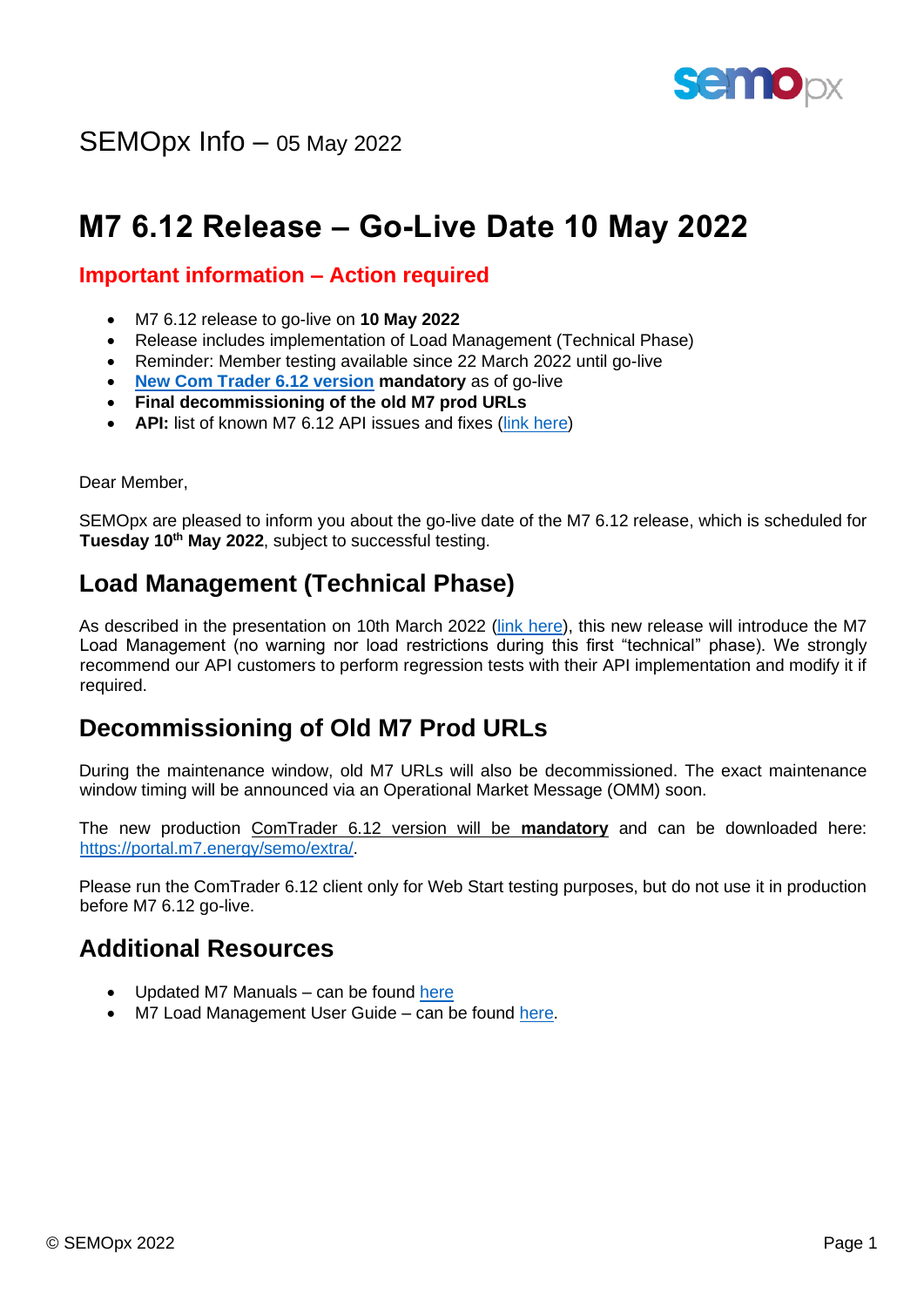SEMOpx Info – 05 May 2022

# M7 6.12 Release – Go-Live Date 10 May 2022

## Important information – Action required

- M7 6.12 release to go-live on **10 May 2022**
- Release includes implementation of Load Management (Technical Phase)
- Reminder: Member testing available since 22 March 2022 until go-live
- **New Com Trader 6.12 version mandatory** as of go-live
- **Final decommissioning of the old M7 prod URLs**
- **API:** list of known M7 6.12 API issues and fixes (link here)

Dear Member,

SEMOpx are pleased to inform you about the go-live date of the M7 6.12 release, which is scheduled for **Tuesday 10th May 2022**, subject to successful testing.

## Load Management (Technical Phase)

As described in the presentation on 10th March 2022 (link here), this new release will introduce the M7 Load Management (no warning nor load restrictions during this first "technical" phase). We strongly recommend our API customers to perform regression tests with their API implementation and modify it if required.

## Decommissioning of Old M7 Prod URLs

During the maintenance window, old M7 URLs will also be decommissioned. The exact maintenance window timing will be announced via an Operational Market Message (OMM) soon.

The new production ComTrader 6.12 version will be **mandatory** and can be downloaded here: https://portal.m7.energy/semo/extra/.

Please run the ComTrader 6.12 client only for Web Start testing purposes, but do not use it in production before M7 6.12 go-live.

## Additional Resources

- Updated M7 Manuals – can be found here
- M7 Load Management User Guide – can be found here.

© SEMOpx 2022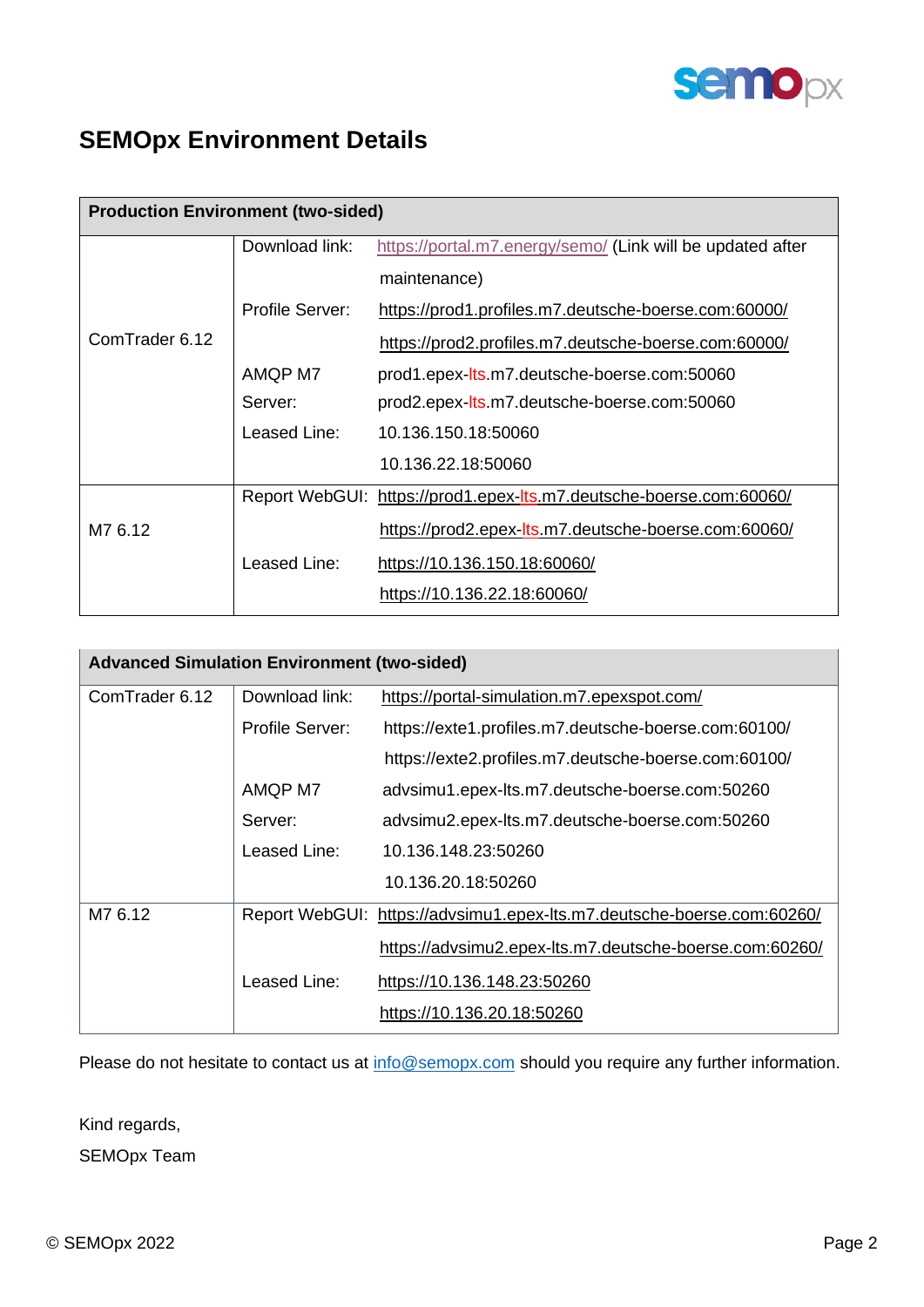# SEMOpx Environment Details

| Production Environment (two-sided) | | |
|---|---|---|
| ComTrader 6.12 | Download link: | https://portal.m7.energy/semo/ (Link will be updated after maintenance) |
| | Profile Server: | https://prod1.profiles.m7.deutsche-boerse.com:60000/ |
| | | https://prod2.profiles.m7.deutsche-boerse.com:60000/ |
| | AMQP M7 Server: | prod1.epex-lts.m7.deutsche-boerse.com:50060 |
| | | prod2.epex-lts.m7.deutsche-boerse.com:50060 |
| | Leased Line: | 10.136.150.18:50060 |
| | | 10.136.22.18:50060 |
| M7 6.12 | Report WebGUI: | https://prod1.epex-lts.m7.deutsche-boerse.com:60060/ |
| | | https://prod2.epex-lts.m7.deutsche-boerse.com:60060/ |
| | Leased Line: | https://10.136.150.18:60060/ |
| | | https://10.136.22.18:60060/ |

| Advanced Simulation Environment (two-sided) | | |
|---|---|---|
| ComTrader 6.12 | Download link: | https://portal-simulation.m7.epexspot.com/ |
| | Profile Server: | https://exte1.profiles.m7.deutsche-boerse.com:60100/ |
| | | https://exte2.profiles.m7.deutsche-boerse.com:60100/ |
| | AMQP M7 Server: | advsimu1.epex-lts.m7.deutsche-boerse.com:50260 |
| | | advsimu2.epex-lts.m7.deutsche-boerse.com:50260 |
| | Leased Line: | 10.136.148.23:50260 |
| | | 10.136.20.18:50260 |
| M7 6.12 | Report WebGUI: | https://advsimu1.epex-lts.m7.deutsche-boerse.com:60260/ |
| | | https://advsimu2.epex-lts.m7.deutsche-boerse.com:60260/ |
| | Leased Line: | https://10.136.148.23:50260 |
| | | https://10.136.20.18:50260 |

Please do not hesitate to contact us at info@semopx.com should you require any further information.

Kind regards,

SEMOpx Team

© SEMOpx 2022